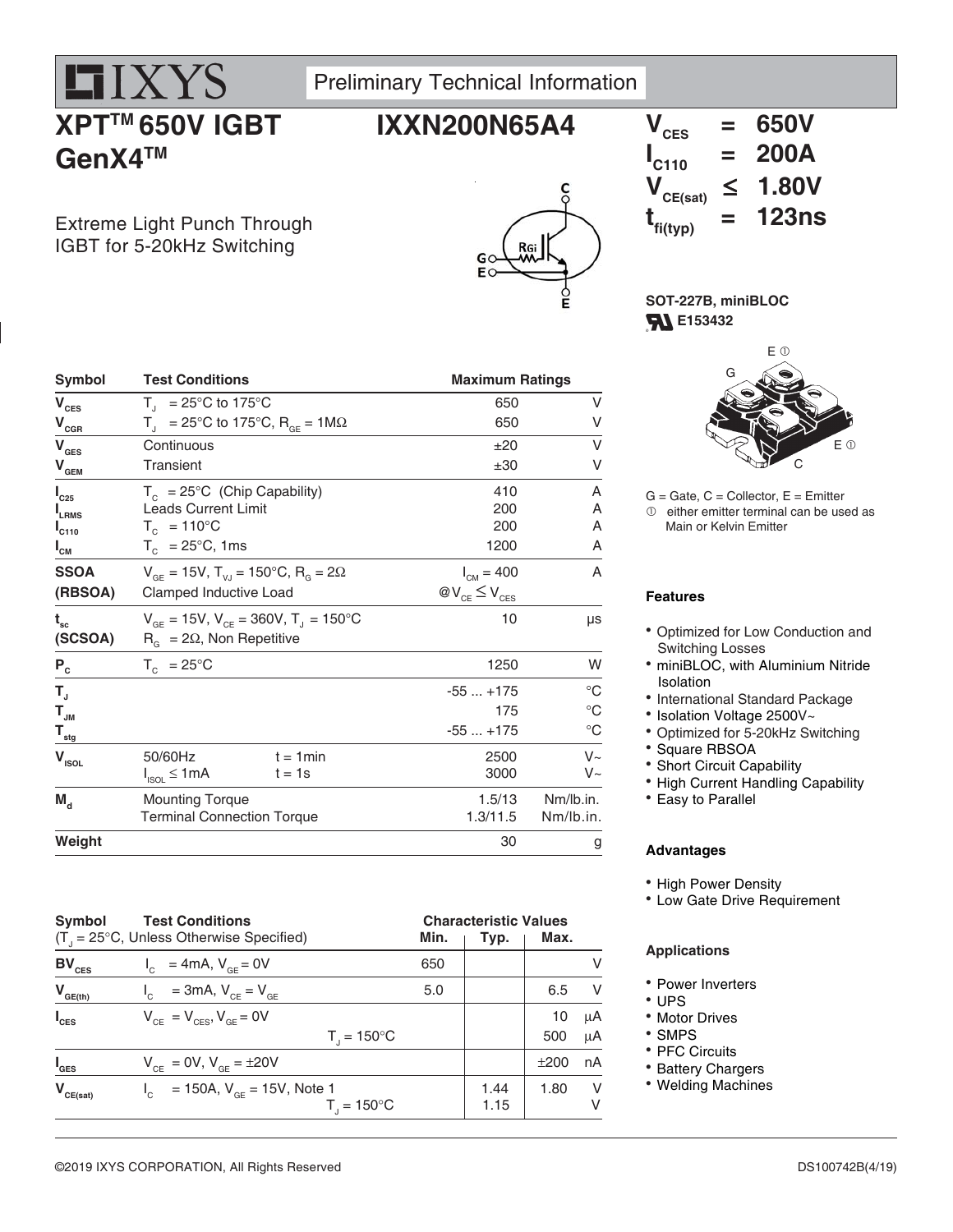IXYS

Preliminary Technical Information

# XPT™ 650V IGBT GenX4™

# IXXN200N65A4

Extreme Light Punch Through IGBT for 5-20kHz Switching

$V_{CES}$ = 650V
$I_{C110}$ = 200A
$V_{CE(sat)}$ ≤ 1.80V
$t_{fi(typ)}$ = 123ns

SOT-227B, miniBLOC
E153432

G = Gate, C = Collector, E = Emitter
① either emitter terminal can be used as Main or Kelvin Emitter

| Symbol | Test Conditions | Maximum Ratings | |
|---|---|---|---|
| $V_{CES}$ | $T_J$ = 25°C to 175°C | 650 | V |
| $V_{CGR}$ | $T_J$ = 25°C to 175°C, $R_{GE}$ = 1MΩ | 650 | V |
| $V_{GES}$ | Continuous | ±20 | V |
| $V_{GEM}$ | Transient | ±30 | V |
| $I_{C25}$ | $T_C$ = 25°C (Chip Capability) | 410 | A |
| $I_{LRMS}$ | Leads Current Limit | 200 | A |
| $I_{C110}$ | $T_C$ = 110°C | 200 | A |
| $I_{CM}$ | $T_C$ = 25°C, 1ms | 1200 | A |
| **SSOA (RBSOA)** | $V_{GE}$ = 15V, $T_{VJ}$ = 150°C, $R_G$ = 2Ω Clamped Inductive Load | $I_{CM}$ = 400 @$V_{CE}$ ≤ $V_{CES}$ | A |
| $t_{sc}$ (SCSOA) | $V_{GE}$ = 15V, $V_{CE}$ = 360V, $T_J$ = 150°C $R_G$ = 2Ω, Non Repetitive | 10 | μs |
| $P_C$ | $T_C$ = 25°C | 1250 | W |
| $T_J$ | | -55 ... +175 | °C |
| $T_{JM}$ | | 175 | °C |
| $T_{stg}$ | | -55 ... +175 | °C |
| $V_{ISOL}$ | 50/60Hz, t = 1min | 2500 | V~ |
| | $I_{ISOL}$ ≤ 1mA, t = 1s | 3000 | V~ |
| $M_d$ | Mounting Torque | 1.5/13 | Nm/lb.in. |
| | Terminal Connection Torque | 1.3/11.5 | Nm/lb.in. |
| **Weight** | | 30 | g |

| Symbol | Test Conditions ($T_J$ = 25°C, Unless Otherwise Specified) | Min. | Typ. | Max. | |
|---|---|---|---|---|---|
| $BV_{CES}$ | $I_C$ = 4mA, $V_{GE}$ = 0V | 650 | | | V |
| $V_{GE(th)}$ | $I_C$ = 3mA, $V_{CE}$ = $V_{GE}$ | 5.0 | | 6.5 | V |
| $I_{CES}$ | $V_{CE}$ = $V_{CES}$, $V_{GE}$ = 0V | | | 10 | μA |
| | $T_J$ = 150°C | | | 500 | μA |
| $I_{GES}$ | $V_{CE}$ = 0V, $V_{GE}$ = ±20V | | | ±200 | nA |
| $V_{CE(sat)}$ | $I_C$ = 150A, $V_{GE}$ = 15V, Note 1 | | 1.44 | 1.80 | V |
| | $T_J$ = 150°C | | 1.15 | | V |

## Features

- Optimized for Low Conduction and Switching Losses
- miniBLOC, with Aluminium Nitride Isolation
- International Standard Package
- Isolation Voltage 2500V~
- Optimized for 5-20kHz Switching
- Square RBSOA
- Short Circuit Capability
- High Current Handling Capability
- Easy to Parallel

## Advantages

- High Power Density
- Low Gate Drive Requirement

## Applications

- Power Inverters
- UPS
- Motor Drives
- SMPS
- PFC Circuits
- Battery Chargers
- Welding Machines

©2019 IXYS CORPORATION, All Rights Reserved DS100742B(4/19)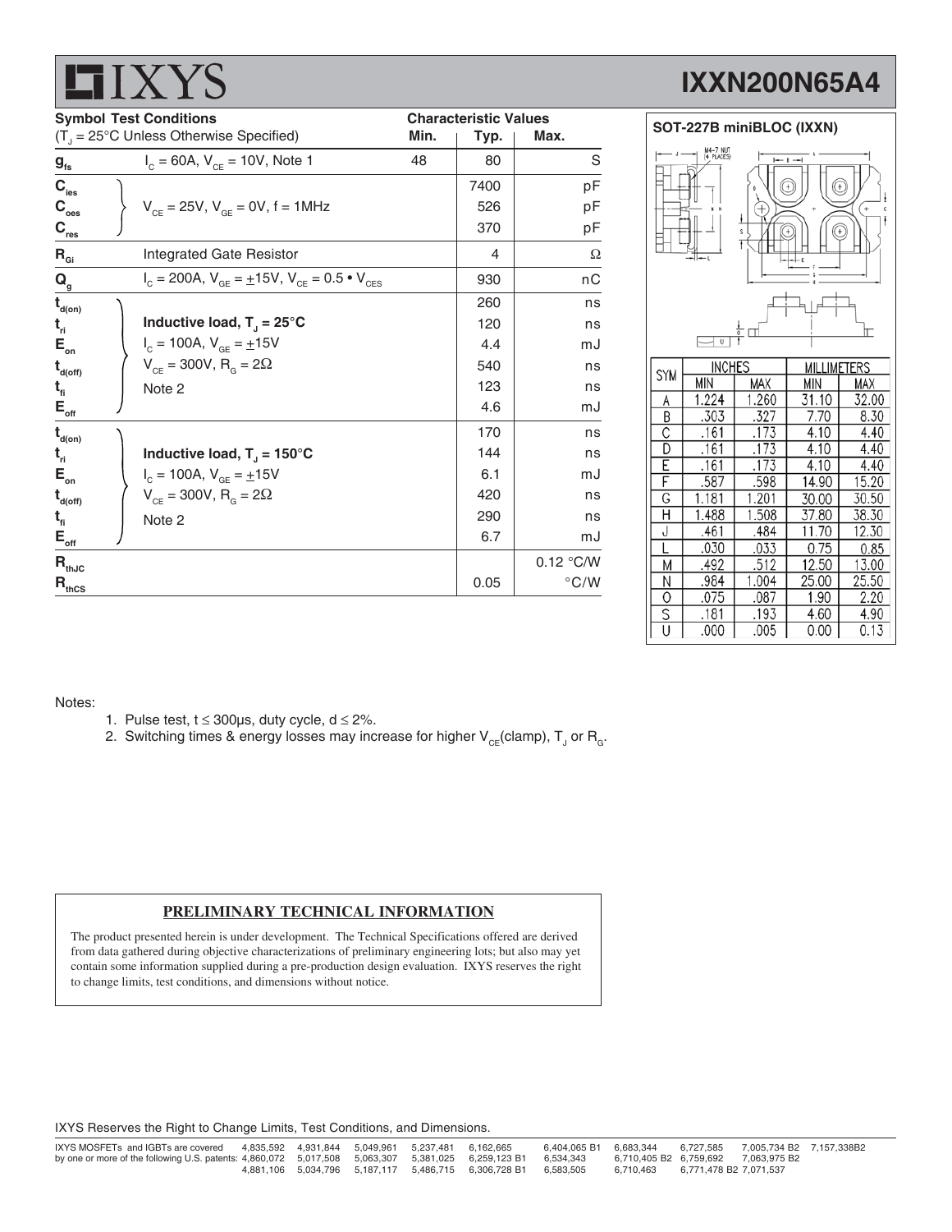| Symbol | Test Conditions ($T_J$ = 25°C Unless Otherwise Specified) | Min. | Typ. | Max. | |
|---|---|---|---|---|---|
| $g_{fs}$ | $I_C$ = 60A, $V_{CE}$ = 10V, Note 1 | 48 | 80 | | S |
| $C_{ies}$ | $V_{CE}$ = 25V, $V_{GE}$ = 0V, f = 1MHz | | 7400 | | pF |
| $C_{oes}$ | | | 526 | | pF |
| $C_{res}$ | | | 370 | | pF |
| $R_{Gi}$ | Integrated Gate Resistor | | 4 | | Ω |
| $Q_g$ | $I_C$ = 200A, $V_{GE}$ = ±15V, $V_{CE}$ = 0.5 • $V_{CES}$ | | 930 | | nC |
| $t_{d(on)}$ | **Inductive load, $T_J$ = 25°C** | | 260 | | ns |
| $t_{ri}$ | $I_C$ = 100A, $V_{GE}$ = ±15V | | 120 | | ns |
| $E_{on}$ | $V_{CE}$ = 300V, $R_G$ = 2Ω | | 4.4 | | mJ |
| $t_{d(off)}$ | Note 2 | | 540 | | ns |
| $t_{fi}$ | | | 123 | | ns |
| $E_{off}$ | | | 4.6 | | mJ |
| $t_{d(on)}$ | **Inductive load, $T_J$ = 150°C** | | 170 | | ns |
| $t_{ri}$ | $I_C$ = 100A, $V_{GE}$ = ±15V | | 144 | | ns |
| $E_{on}$ | $V_{CE}$ = 300V, $R_G$ = 2Ω | | 6.1 | | mJ |
| $t_{d(off)}$ | Note 2 | | 420 | | ns |
| $t_{fi}$ | | | 290 | | ns |
| $E_{off}$ | | | 6.7 | | mJ |
| $R_{thJC}$ | | | | 0.12 | °C/W |
| $R_{thCS}$ | | | 0.05 | | °C/W |

**SOT-227B miniBLOC (IXXN)**

| SYM | INCHES MIN | INCHES MAX | MILLIMETERS MIN | MILLIMETERS MAX |
|---|---|---|---|---|
| A | 1.224 | 1.260 | 31.10 | 32.00 |
| B | .303 | .327 | 7.70 | 8.30 |
| C | .161 | .173 | 4.10 | 4.40 |
| D | .161 | .173 | 4.10 | 4.40 |
| E | .161 | .173 | 4.10 | 4.40 |
| F | .587 | .598 | 14.90 | 15.20 |
| G | 1.181 | 1.201 | 30.00 | 30.50 |
| H | 1.488 | 1.508 | 37.80 | 38.30 |
| J | .461 | .484 | 11.70 | 12.30 |
| L | .030 | .033 | 0.75 | 0.85 |
| M | .492 | .512 | 12.50 | 13.00 |
| N | .984 | 1.004 | 25.00 | 25.50 |
| O | .075 | .087 | 1.90 | 2.20 |
| S | .181 | .193 | 4.60 | 4.90 |
| U | .000 | .005 | 0.00 | 0.13 |

Notes:

1. Pulse test, t ≤ 300μs, duty cycle, d ≤ 2%.
2. Switching times & energy losses may increase for higher $V_{CE}$(clamp), $T_J$ or $R_G$.

**PRELIMINARY TECHNICAL INFORMATION**

The product presented herein is under development. The Technical Specifications offered are derived from data gathered during objective characterizations of preliminary engineering lots; but also may yet contain some information supplied during a pre-production design evaluation. IXYS reserves the right to change limits, test conditions, and dimensions without notice.

IXYS Reserves the Right to Change Limits, Test Conditions, and Dimensions.

IXYS MOSFETs and IGBTs are covered by one or more of the following U.S. patents: 4,835,592 4,931,844 5,049,961 5,237,481 6,162,665 6,404,065 B1 6,683,344 6,727,585 7,005,734 B2 7,157,338B2 4,860,072 5,017,508 5,063,307 5,381,025 6,259,123 B1 6,534,343 6,710,405 B2 6,759,692 7,063,975 B2 4,881,106 5,034,796 5,187,117 5,486,715 6,306,728 B1 6,583,505 6,710,463 6,771,478 B2 7,071,537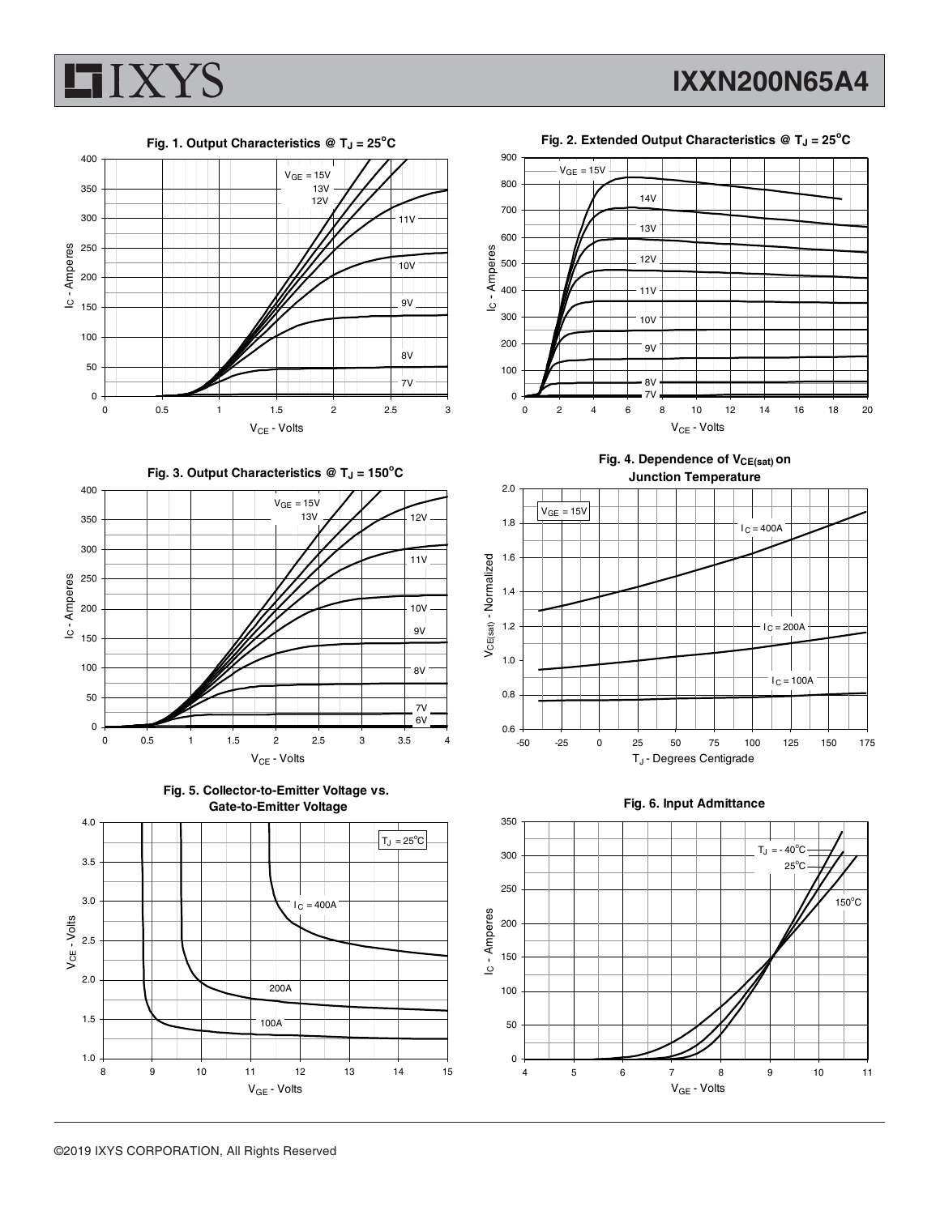**Fig. 1. Output Characteristics @ $T_J = 25^oC$**

**Fig. 2. Extended Output Characteristics @ $T_J = 25^oC$**

**Fig. 3. Output Characteristics @ $T_J = 150^oC$**

**Fig. 4. Dependence of $V_{CE(sat)}$ on Junction Temperature**

**Fig. 5. Collector-to-Emitter Voltage vs. Gate-to-Emitter Voltage**

**Fig. 6. Input Admittance**

©2019 IXYS CORPORATION, All Rights Reserved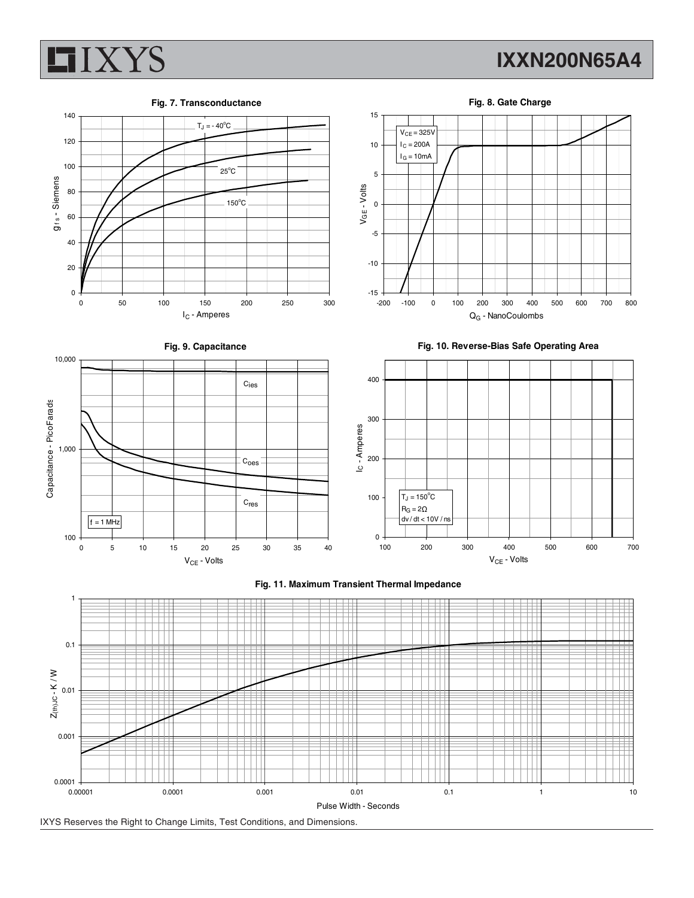**Fig. 7. Transconductance**

$T_J$ = - 40°C, 25°C, 150°C

$g_{fs}$ - Siemens

$I_C$ - Amperes

**Fig. 8. Gate Charge**

$V_{CE}$ = 325V
$I_C$ = 200A
$I_G$ = 10mA

$V_{GE}$ - Volts

$Q_G$ - NanoCoulombs

**Fig. 9. Capacitance**

$C_{ies}$, $C_{oes}$, $C_{res}$

f = 1 MHz

Capacitance - PicoFarads

$V_{CE}$ - Volts

**Fig. 10. Reverse-Bias Safe Operating Area**

$T_J$ = 150°C
$R_G$ = 2Ω
dv / dt < 10V / ns

$I_C$ - Amperes

$V_{CE}$ - Volts

**Fig. 11. Maximum Transient Thermal Impedance**

$Z_{(th)JC}$ - K / W

Pulse Width - Seconds

IXYS Reserves the Right to Change Limits, Test Conditions, and Dimensions.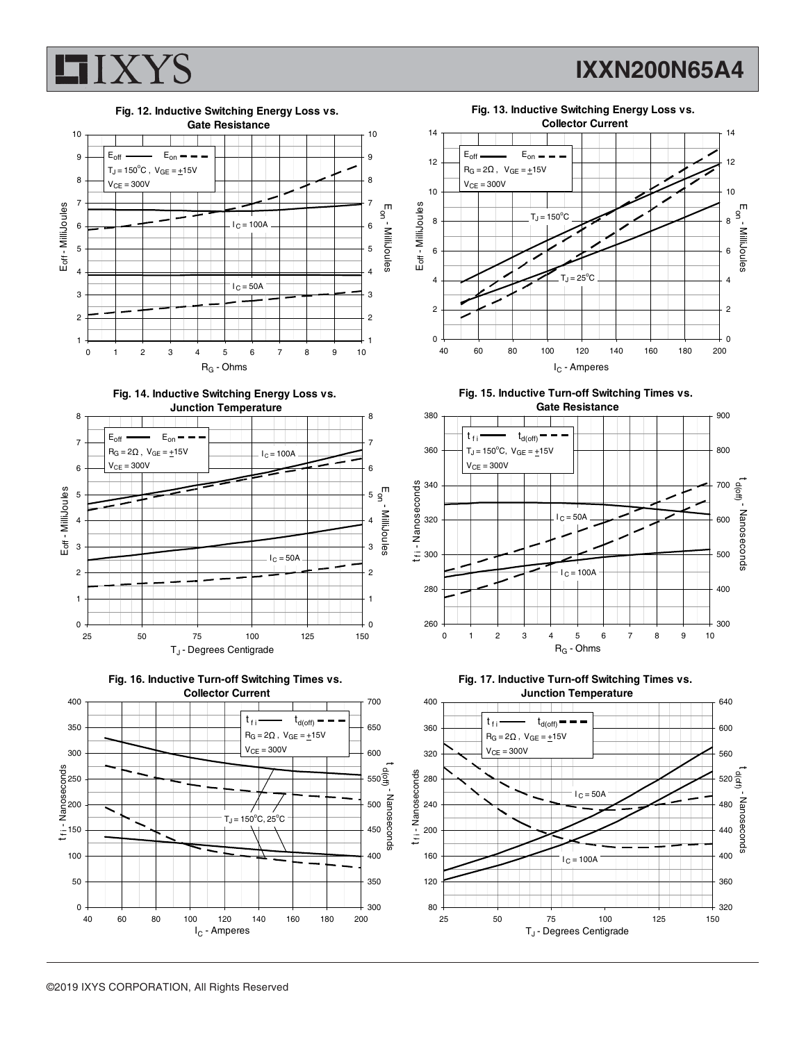**Fig. 12. Inductive Switching Energy Loss vs. Gate Resistance**

$E_{off}$ (solid) — $E_{on}$ (dashed)
$T_J = 150^oC$, $V_{GE} = \pm15V$
$V_{CE} = 300V$

$I_C = 100A$
$I_C = 50A$

$E_{off}$ - MilliJoules; $E_{on}$ - MilliJoules; $R_G$ - Ohms

**Fig. 13. Inductive Switching Energy Loss vs. Collector Current**

$E_{off}$ (solid) — $E_{on}$ (dashed)
$R_G = 2\Omega$, $V_{GE} = \pm15V$
$V_{CE} = 300V$

$T_J = 150^oC$
$T_J = 25^oC$

$E_{off}$ - MilliJoules; $E_{on}$ - MilliJoules; $I_C$ - Amperes

**Fig. 14. Inductive Switching Energy Loss vs. Junction Temperature**

$E_{off}$ (solid) — $E_{on}$ (dashed)
$R_G = 2\Omega$, $V_{GE} = \pm15V$
$V_{CE} = 300V$

$I_C = 100A$
$I_C = 50A$

$E_{off}$ - MilliJoules; $E_{on}$ - MilliJoules; $T_J$ - Degrees Centigrade

**Fig. 15. Inductive Turn-off Switching Times vs. Gate Resistance**

$t_{fi}$ (solid) — $t_{d(off)}$ (dashed)
$T_J = 150^oC$, $V_{GE} = \pm15V$
$V_{CE} = 300V$

$I_C = 50A$
$I_C = 100A$

$t_{fi}$ - Nanoseconds; $t_{d(off)}$ - Nanoseconds; $R_G$ - Ohms

**Fig. 16. Inductive Turn-off Switching Times vs. Collector Current**

$t_{fi}$ (solid) — $t_{d(off)}$ (dashed)
$R_G = 2\Omega$, $V_{GE} = \pm15V$
$V_{CE} = 300V$

$T_J = 150^oC, 25^oC$

$t_{fi}$ - Nanoseconds; $t_{d(off)}$ - Nanoseconds; $I_C$ - Amperes

**Fig. 17. Inductive Turn-off Switching Times vs. Junction Temperature**

$t_{fi}$ (solid) — $t_{d(off)}$ (dashed)
$R_G = 2\Omega$, $V_{GE} = \pm15V$
$V_{CE} = 300V$

$I_C = 50A$
$I_C = 100A$

$t_{fi}$ - Nanoseconds; $t_{d(off)}$ - Nanoseconds; $T_J$ - Degrees Centigrade

©2019 IXYS CORPORATION, All Rights Reserved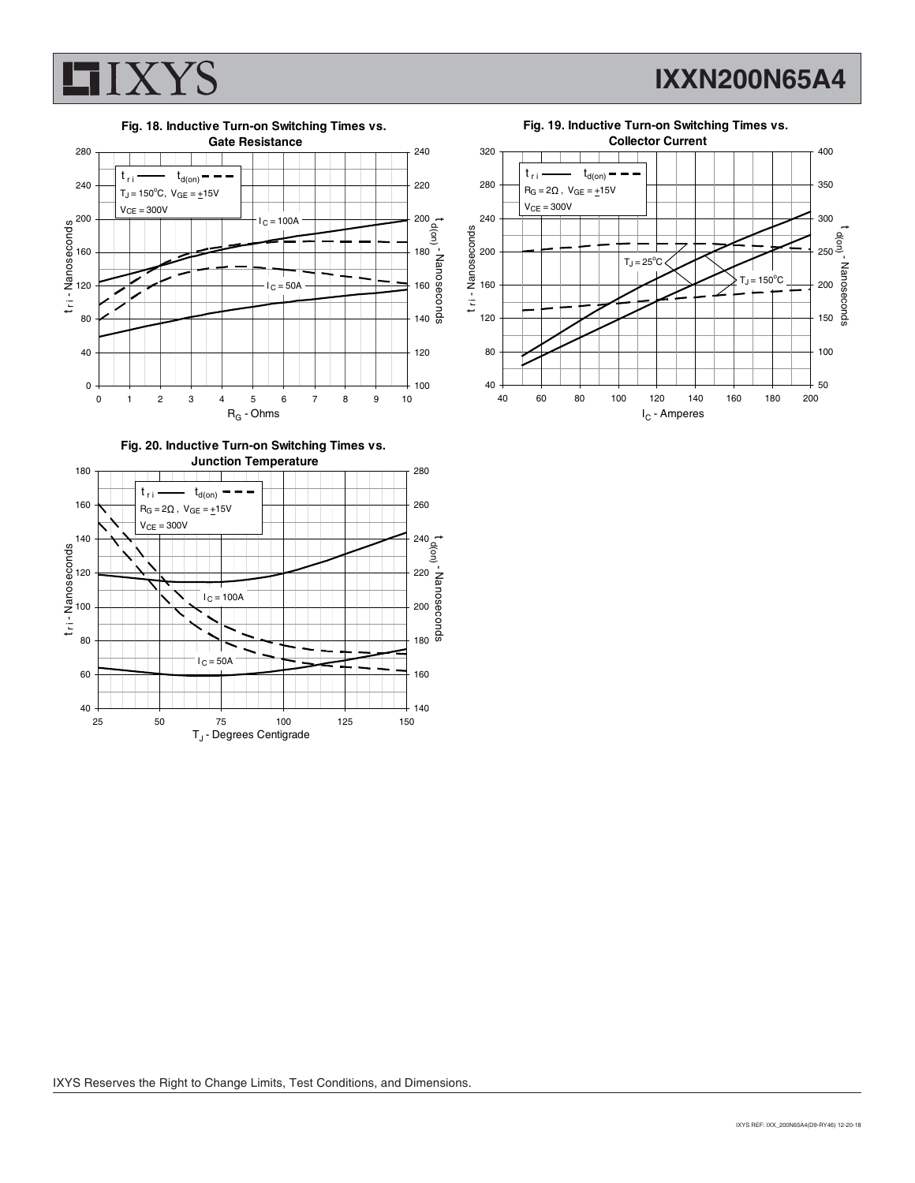**Fig. 18. Inductive Turn-on Switching Times vs. Gate Resistance**

$t_{ri}$ —— $t_{d(on)}$ - - -

$T_J = 150^oC$, $V_{GE} = \pm15V$

$V_{CE} = 300V$

$I_C = 100A$

$I_C = 50A$

$t_{ri}$ - Nanoseconds; $t_{d(on)}$ - Nanoseconds; $R_G$ - Ohms

**Fig. 19. Inductive Turn-on Switching Times vs. Collector Current**

$t_{ri}$ —— $t_{d(on)}$ - - -

$R_G = 2\Omega$, $V_{GE} = \pm15V$

$V_{CE} = 300V$

$T_J = 25^oC$

$T_J = 150^oC$

$t_{ri}$ - Nanoseconds; $t_{d(on)}$ - Nanoseconds; $I_C$ - Amperes

**Fig. 20. Inductive Turn-on Switching Times vs. Junction Temperature**

$t_{ri}$ —— $t_{d(on)}$ - - -

$R_G = 2\Omega$, $V_{GE} = \pm15V$

$V_{CE} = 300V$

$I_C = 100A$

$I_C = 50A$

$t_{ri}$ - Nanoseconds; $t_{d(on)}$ - Nanoseconds; $T_J$ - Degrees Centigrade

IXYS Reserves the Right to Change Limits, Test Conditions, and Dimensions.

IXYS REF: IXX_200N65A4(D9-RY46) 12-20-18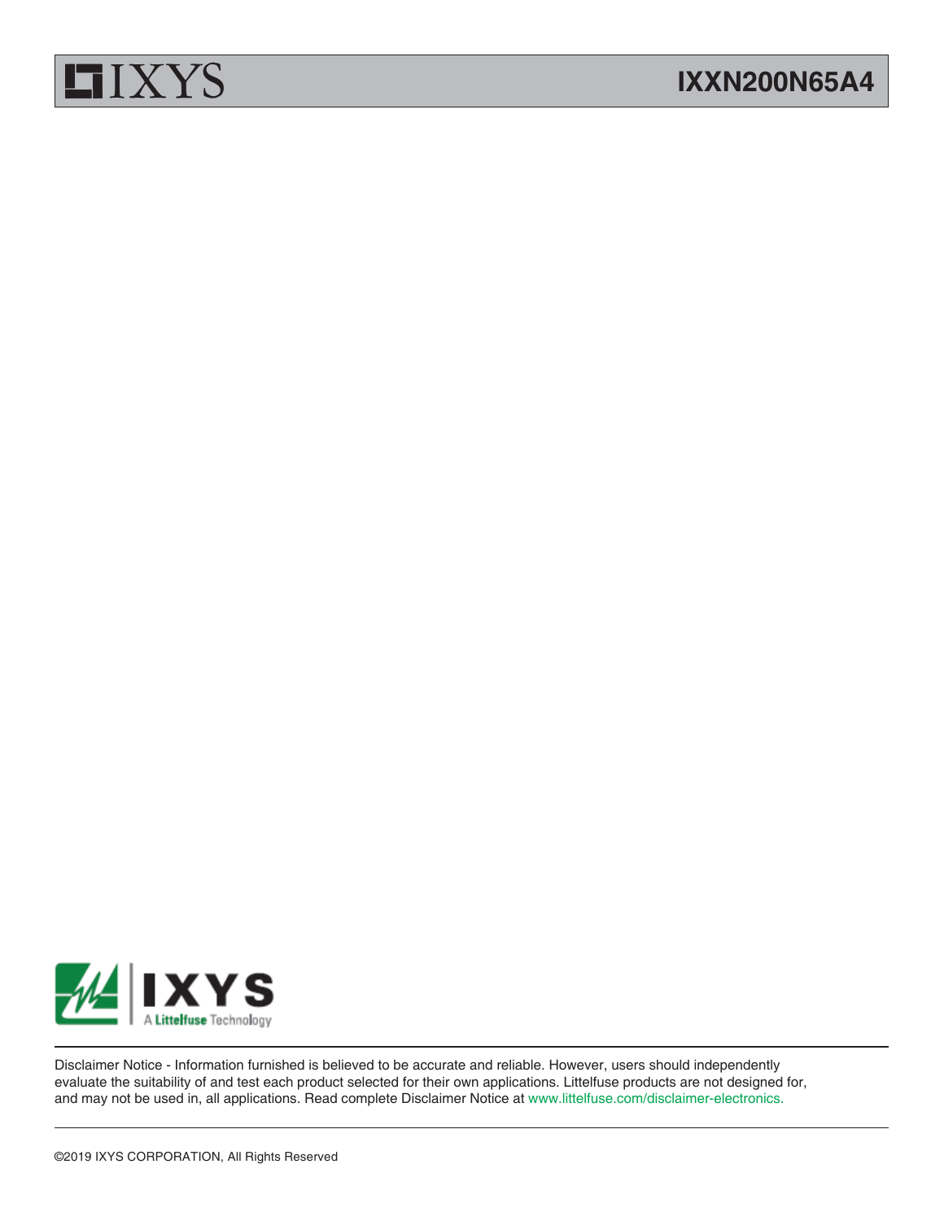Disclaimer Notice - Information furnished is believed to be accurate and reliable. However, users should independently evaluate the suitability of and test each product selected for their own applications. Littelfuse products are not designed for, and may not be used in, all applications. Read complete Disclaimer Notice at www.littelfuse.com/disclaimer-electronics.

©2019 IXYS CORPORATION, All Rights Reserved